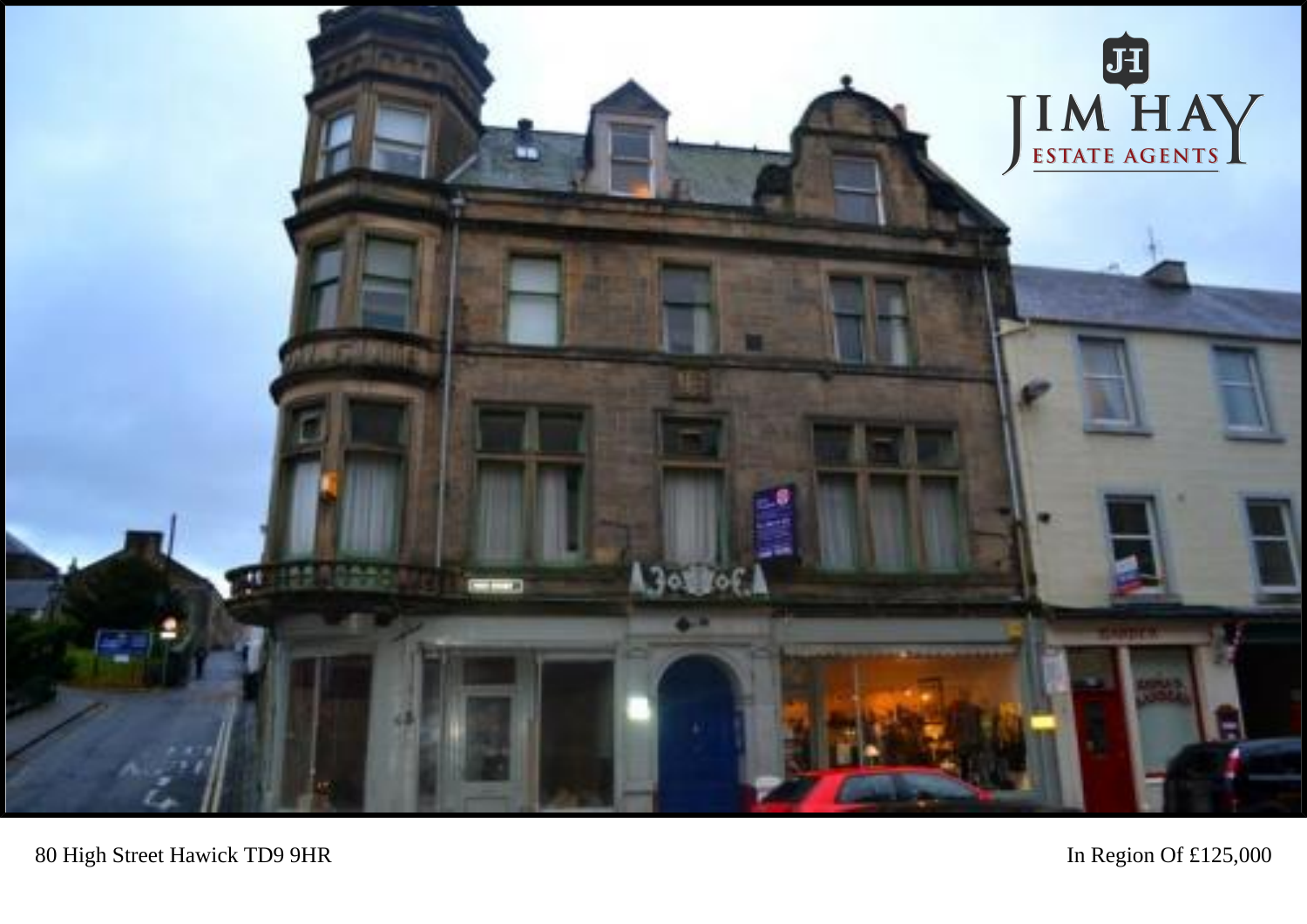80 High Street Hawick TD9 9HR

In Region Of £125,000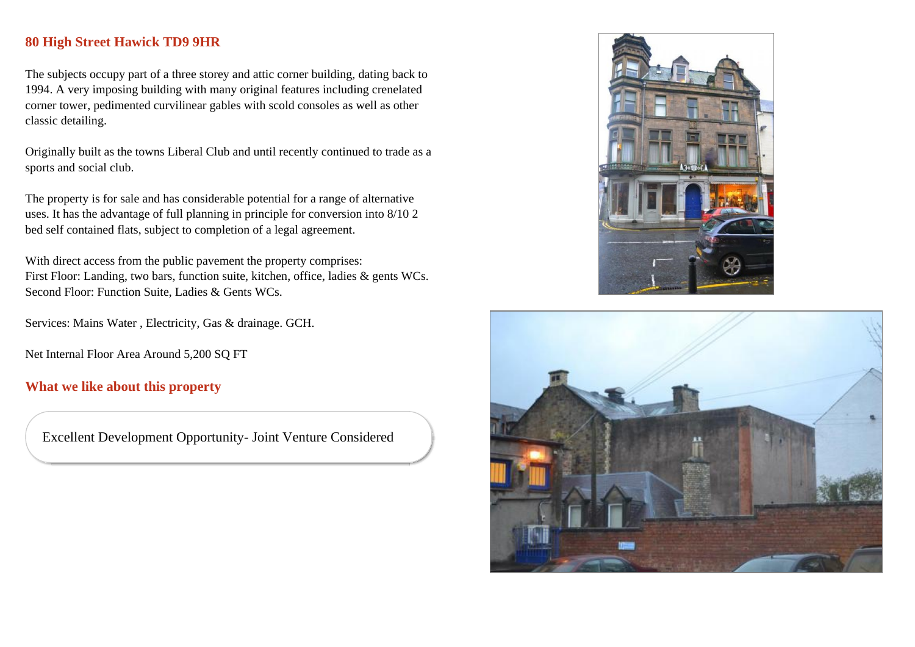## 80 High Street Hawick TD9 9HR

The subjects occupy part of a three storey and attic corner building, dating back to 1994. A very imposing building with many original features including crenelated corner tower, pedimented curvilinear gables with scold consoles as well as other classic detailing.

Originally built as the towns Liberal Club and until recently continued to trade as a sports and social club.

The property is for sale and has considerable potential for a range of alternative uses. It has the advantage of full planning in principle for conversion into 8/10 2 bed self contained flats, subject to completion of a legal agreement.

With direct access from the public pavement the property comprises:
First Floor: Landing, two bars, function suite, kitchen, office, ladies & gents WCs.
Second Floor: Function Suite, Ladies & Gents WCs.

Services: Mains Water , Electricity, Gas & drainage. GCH.

Net Internal Floor Area Around 5,200 SQ FT

## What we like about this property

Excellent Development Opportunity- Joint Venture Considered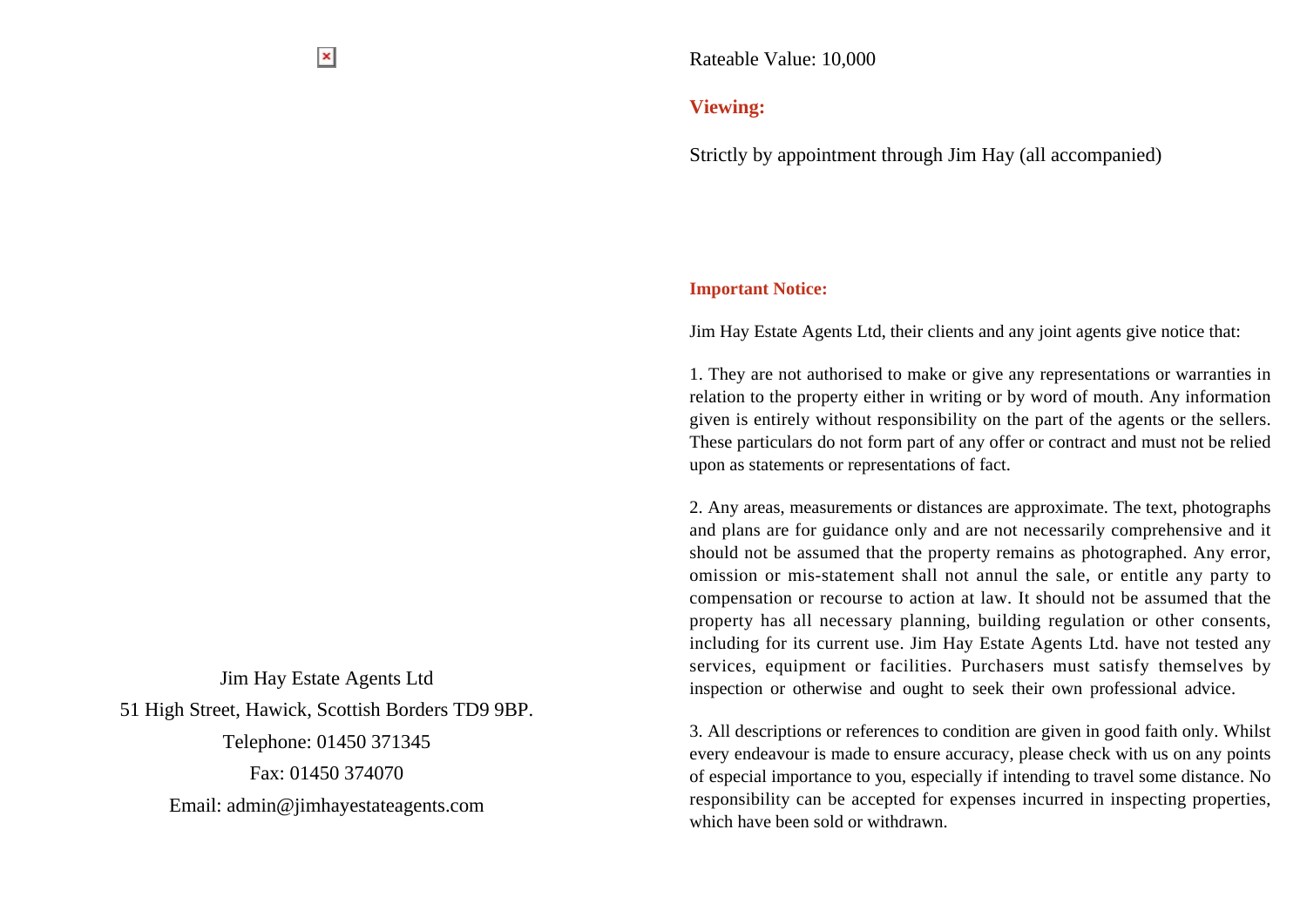Jim Hay Estate Agents Ltd

51 High Street, Hawick, Scottish Borders TD9 9BP.

Telephone: 01450 371345

Fax: 01450 374070

Email: admin@jimhayestateagents.com

Rateable Value: 10,000

**Viewing:**

Strictly by appointment through Jim Hay (all accompanied)

**Important Notice:**

Jim Hay Estate Agents Ltd, their clients and any joint agents give notice that:

1. They are not authorised to make or give any representations or warranties in relation to the property either in writing or by word of mouth. Any information given is entirely without responsibility on the part of the agents or the sellers. These particulars do not form part of any offer or contract and must not be relied upon as statements or representations of fact.

2. Any areas, measurements or distances are approximate. The text, photographs and plans are for guidance only and are not necessarily comprehensive and it should not be assumed that the property remains as photographed. Any error, omission or mis-statement shall not annul the sale, or entitle any party to compensation or recourse to action at law. It should not be assumed that the property has all necessary planning, building regulation or other consents, including for its current use. Jim Hay Estate Agents Ltd. have not tested any services, equipment or facilities. Purchasers must satisfy themselves by inspection or otherwise and ought to seek their own professional advice.

3. All descriptions or references to condition are given in good faith only. Whilst every endeavour is made to ensure accuracy, please check with us on any points of especial importance to you, especially if intending to travel some distance. No responsibility can be accepted for expenses incurred in inspecting properties, which have been sold or withdrawn.